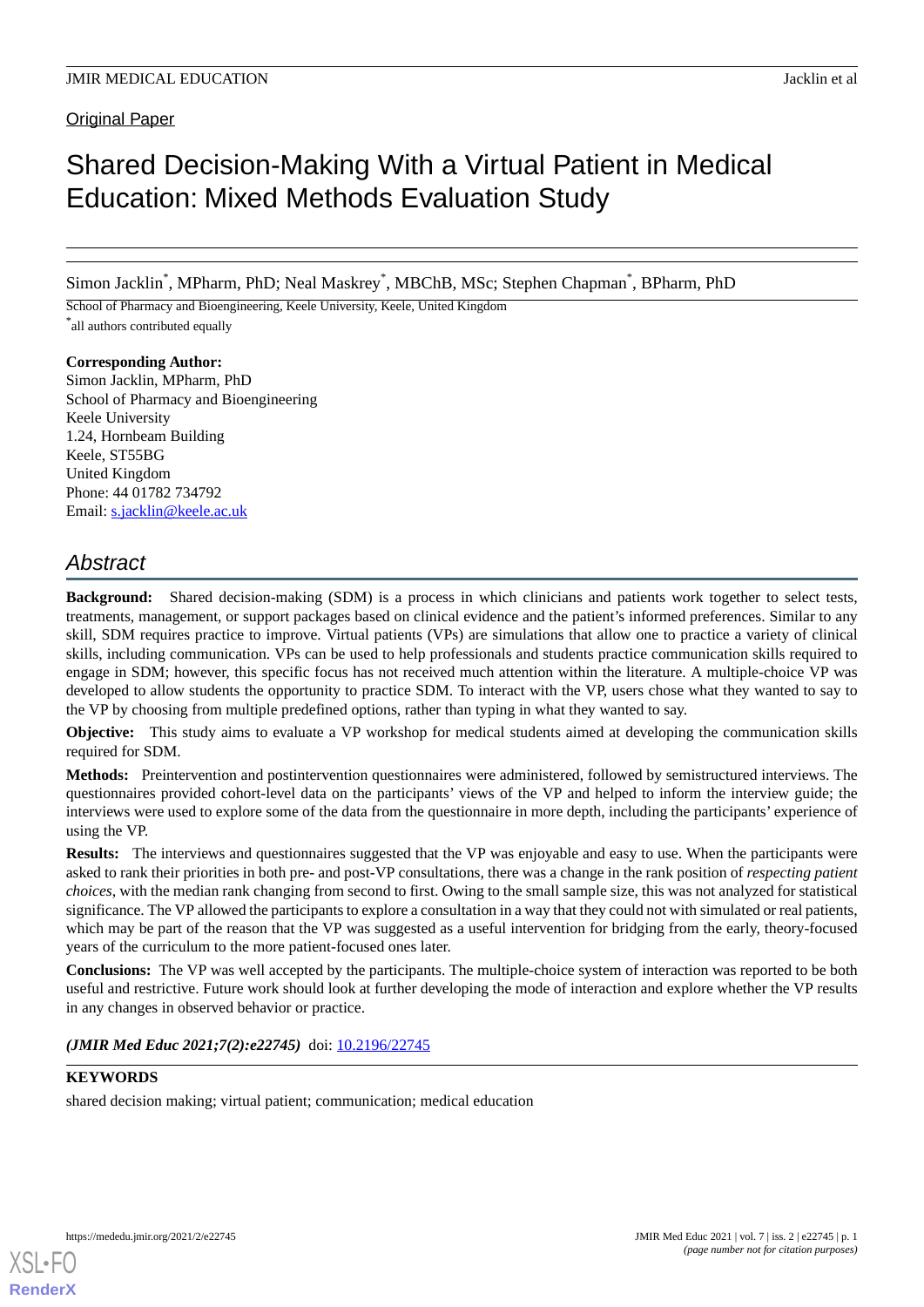Original Paper

# Shared Decision-Making With a Virtual Patient in Medical Education: Mixed Methods Evaluation Study

Simon Jacklin[*], MPharm, PhD; Neal Maskrey[*], MBChB, MSc; Stephen Chapman[*], BPharm, PhD

School of Pharmacy and Bioengineering, Keele University, Keele, United Kingdom

[*]all authors contributed equally

**Corresponding Author:**
Simon Jacklin, MPharm, PhD
School of Pharmacy and Bioengineering
Keele University
1.24, Hornbeam Building
Keele, ST55BG
United Kingdom
Phone: 44 01782 734792
Email: s.jacklin@keele.ac.uk

## Abstract

**Background:** Shared decision-making (SDM) is a process in which clinicians and patients work together to select tests, treatments, management, or support packages based on clinical evidence and the patient's informed preferences. Similar to any skill, SDM requires practice to improve. Virtual patients (VPs) are simulations that allow one to practice a variety of clinical skills, including communication. VPs can be used to help professionals and students practice communication skills required to engage in SDM; however, this specific focus has not received much attention within the literature. A multiple-choice VP was developed to allow students the opportunity to practice SDM. To interact with the VP, users chose what they wanted to say to the VP by choosing from multiple predefined options, rather than typing in what they wanted to say.

**Objective:** This study aims to evaluate a VP workshop for medical students aimed at developing the communication skills required for SDM.

**Methods:** Preintervention and postintervention questionnaires were administered, followed by semistructured interviews. The questionnaires provided cohort-level data on the participants' views of the VP and helped to inform the interview guide; the interviews were used to explore some of the data from the questionnaire in more depth, including the participants' experience of using the VP.

**Results:** The interviews and questionnaires suggested that the VP was enjoyable and easy to use. When the participants were asked to rank their priorities in both pre- and post-VP consultations, there was a change in the rank position of *respecting patient choices*, with the median rank changing from second to first. Owing to the small sample size, this was not analyzed for statistical significance. The VP allowed the participants to explore a consultation in a way that they could not with simulated or real patients, which may be part of the reason that the VP was suggested as a useful intervention for bridging from the early, theory-focused years of the curriculum to the more patient-focused ones later.

**Conclusions:** The VP was well accepted by the participants. The multiple-choice system of interaction was reported to be both useful and restrictive. Future work should look at further developing the mode of interaction and explore whether the VP results in any changes in observed behavior or practice.

***(JMIR Med Educ 2021;7(2):e22745)*** doi: 10.2196/22745

**KEYWORDS**

shared decision making; virtual patient; communication; medical education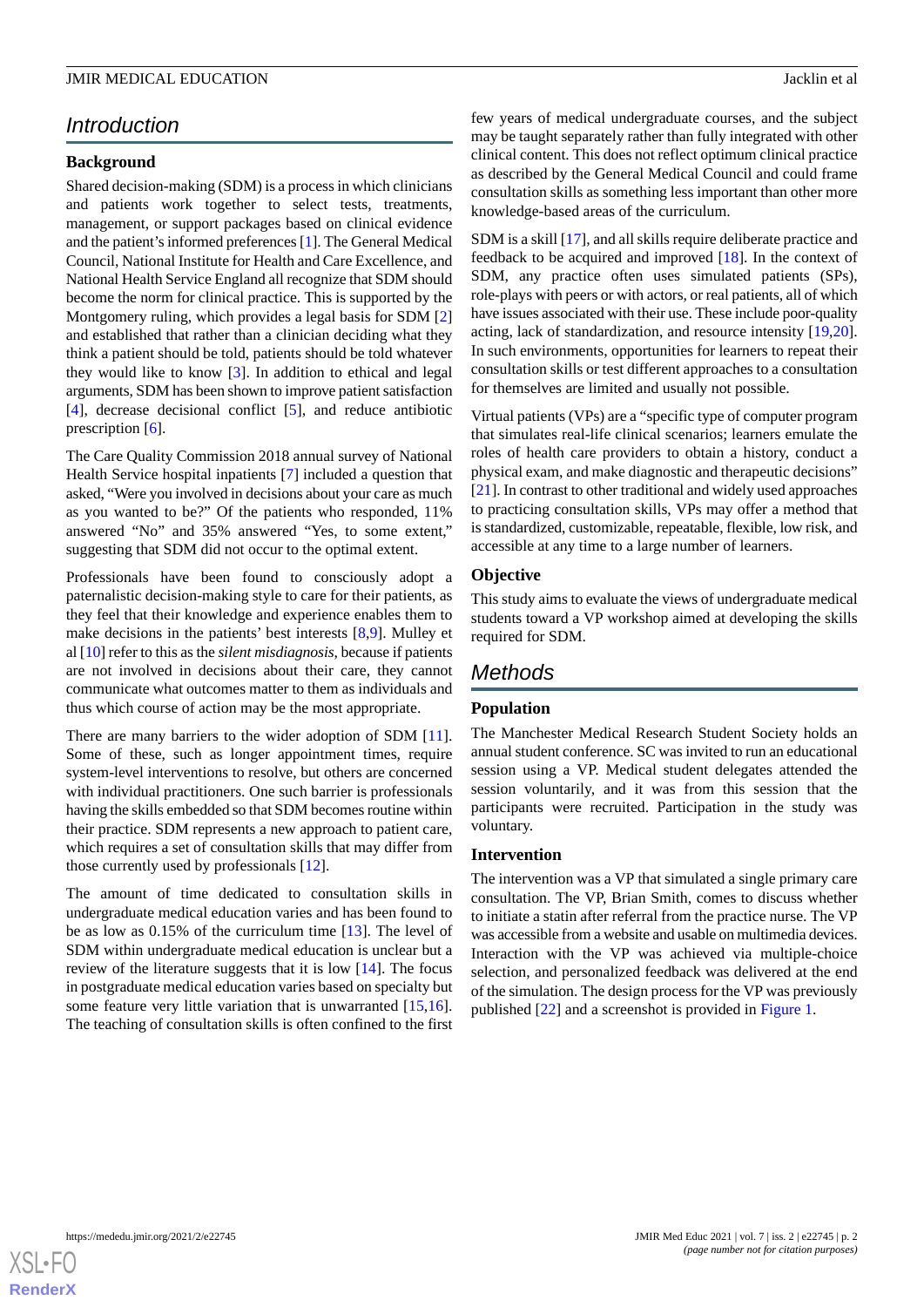## Introduction

### Background

Shared decision-making (SDM) is a process in which clinicians and patients work together to select tests, treatments, management, or support packages based on clinical evidence and the patient's informed preferences [1]. The General Medical Council, National Institute for Health and Care Excellence, and National Health Service England all recognize that SDM should become the norm for clinical practice. This is supported by the Montgomery ruling, which provides a legal basis for SDM [2] and established that rather than a clinician deciding what they think a patient should be told, patients should be told whatever they would like to know [3]. In addition to ethical and legal arguments, SDM has been shown to improve patient satisfaction [4], decrease decisional conflict [5], and reduce antibiotic prescription [6].

The Care Quality Commission 2018 annual survey of National Health Service hospital inpatients [7] included a question that asked, "Were you involved in decisions about your care as much as you wanted to be?" Of the patients who responded, 11% answered "No" and 35% answered "Yes, to some extent," suggesting that SDM did not occur to the optimal extent.

Professionals have been found to consciously adopt a paternalistic decision-making style to care for their patients, as they feel that their knowledge and experience enables them to make decisions in the patients' best interests [8,9]. Mulley et al [10] refer to this as the *silent misdiagnosis*, because if patients are not involved in decisions about their care, they cannot communicate what outcomes matter to them as individuals and thus which course of action may be the most appropriate.

There are many barriers to the wider adoption of SDM [11]. Some of these, such as longer appointment times, require system-level interventions to resolve, but others are concerned with individual practitioners. One such barrier is professionals having the skills embedded so that SDM becomes routine within their practice. SDM represents a new approach to patient care, which requires a set of consultation skills that may differ from those currently used by professionals [12].

The amount of time dedicated to consultation skills in undergraduate medical education varies and has been found to be as low as 0.15% of the curriculum time [13]. The level of SDM within undergraduate medical education is unclear but a review of the literature suggests that it is low [14]. The focus in postgraduate medical education varies based on specialty but some feature very little variation that is unwarranted [15,16]. The teaching of consultation skills is often confined to the first few years of medical undergraduate courses, and the subject may be taught separately rather than fully integrated with other clinical content. This does not reflect optimum clinical practice as described by the General Medical Council and could frame consultation skills as something less important than other more knowledge-based areas of the curriculum.

SDM is a skill [17], and all skills require deliberate practice and feedback to be acquired and improved [18]. In the context of SDM, any practice often uses simulated patients (SPs), role-plays with peers or with actors, or real patients, all of which have issues associated with their use. These include poor-quality acting, lack of standardization, and resource intensity [19,20]. In such environments, opportunities for learners to repeat their consultation skills or test different approaches to a consultation for themselves are limited and usually not possible.

Virtual patients (VPs) are a "specific type of computer program that simulates real-life clinical scenarios; learners emulate the roles of health care providers to obtain a history, conduct a physical exam, and make diagnostic and therapeutic decisions" [21]. In contrast to other traditional and widely used approaches to practicing consultation skills, VPs may offer a method that is standardized, customizable, repeatable, flexible, low risk, and accessible at any time to a large number of learners.

### Objective

This study aims to evaluate the views of undergraduate medical students toward a VP workshop aimed at developing the skills required for SDM.

## Methods

### Population

The Manchester Medical Research Student Society holds an annual student conference. SC was invited to run an educational session using a VP. Medical student delegates attended the session voluntarily, and it was from this session that the participants were recruited. Participation in the study was voluntary.

### Intervention

The intervention was a VP that simulated a single primary care consultation. The VP, Brian Smith, comes to discuss whether to initiate a statin after referral from the practice nurse. The VP was accessible from a website and usable on multimedia devices. Interaction with the VP was achieved via multiple-choice selection, and personalized feedback was delivered at the end of the simulation. The design process for the VP was previously published [22] and a screenshot is provided in Figure 1.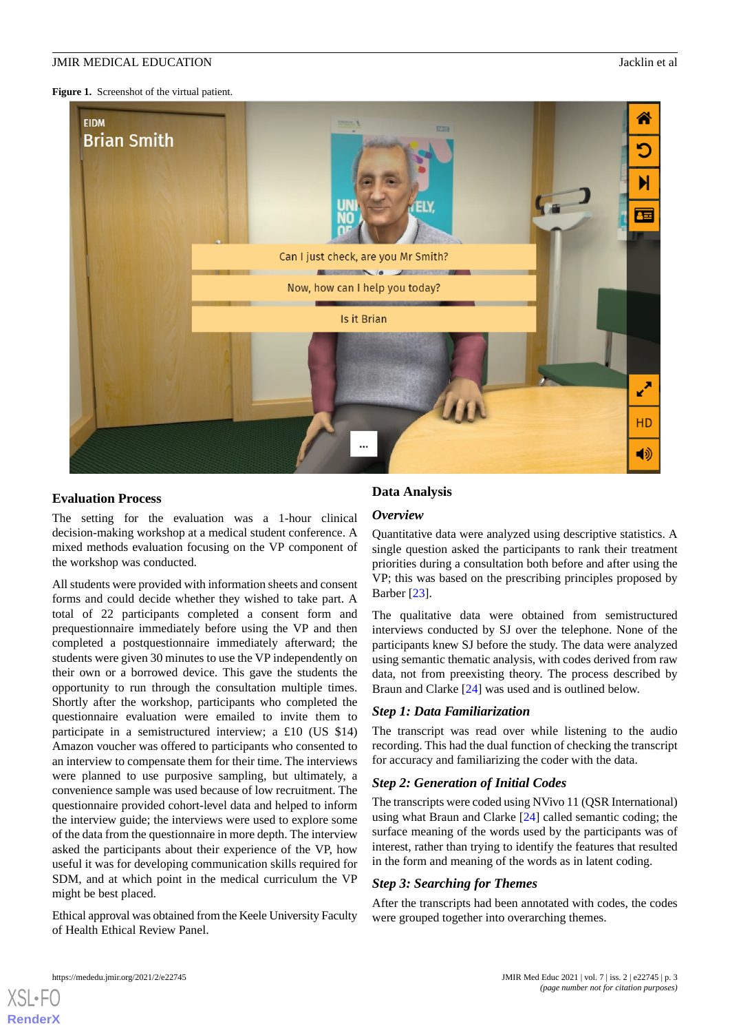**Figure 1.** Screenshot of the virtual patient.

### Evaluation Process

The setting for the evaluation was a 1-hour clinical decision-making workshop at a medical student conference. A mixed methods evaluation focusing on the VP component of the workshop was conducted.

All students were provided with information sheets and consent forms and could decide whether they wished to take part. A total of 22 participants completed a consent form and prequestionnaire immediately before using the VP and then completed a postquestionnaire immediately afterward; the students were given 30 minutes to use the VP independently on their own or a borrowed device. This gave the students the opportunity to run through the consultation multiple times. Shortly after the workshop, participants who completed the questionnaire evaluation were emailed to invite them to participate in a semistructured interview; a £10 (US $14) Amazon voucher was offered to participants who consented to an interview to compensate them for their time. The interviews were planned to use purposive sampling, but ultimately, a convenience sample was used because of low recruitment. The questionnaire provided cohort-level data and helped to inform the interview guide; the interviews were used to explore some of the data from the questionnaire in more depth. The interview asked the participants about their experience of the VP, how useful it was for developing communication skills required for SDM, and at which point in the medical curriculum the VP might be best placed.

Ethical approval was obtained from the Keele University Faculty of Health Ethical Review Panel.

### Data Analysis

#### *Overview*

Quantitative data were analyzed using descriptive statistics. A single question asked the participants to rank their treatment priorities during a consultation both before and after using the VP; this was based on the prescribing principles proposed by Barber [23].

The qualitative data were obtained from semistructured interviews conducted by SJ over the telephone. None of the participants knew SJ before the study. The data were analyzed using semantic thematic analysis, with codes derived from raw data, not from preexisting theory. The process described by Braun and Clarke [24] was used and is outlined below.

#### *Step 1: Data Familiarization*

The transcript was read over while listening to the audio recording. This had the dual function of checking the transcript for accuracy and familiarizing the coder with the data.

#### *Step 2: Generation of Initial Codes*

The transcripts were coded using NVivo 11 (QSR International) using what Braun and Clarke [24] called semantic coding; the surface meaning of the words used by the participants was of interest, rather than trying to identify the features that resulted in the form and meaning of the words as in latent coding.

#### *Step 3: Searching for Themes*

After the transcripts had been annotated with codes, the codes were grouped together into overarching themes.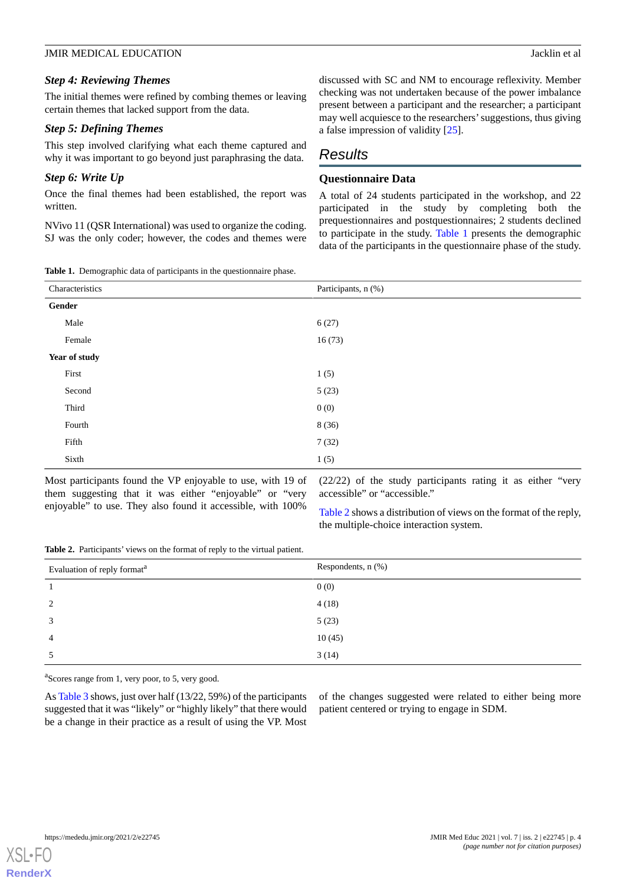### Step 4: Reviewing Themes

The initial themes were refined by combing themes or leaving certain themes that lacked support from the data.

### Step 5: Defining Themes

This step involved clarifying what each theme captured and why it was important to go beyond just paraphrasing the data.

### Step 6: Write Up

Once the final themes had been established, the report was written.

NVivo 11 (QSR International) was used to organize the coding. SJ was the only coder; however, the codes and themes were discussed with SC and NM to encourage reflexivity. Member checking was not undertaken because of the power imbalance present between a participant and the researcher; a participant may well acquiesce to the researchers' suggestions, thus giving a false impression of validity [25].

## Results

### Questionnaire Data

A total of 24 students participated in the workshop, and 22 participated in the study by completing both the prequestionnaires and postquestionnaires; 2 students declined to participate in the study. Table 1 presents the demographic data of the participants in the questionnaire phase of the study.

**Table 1.** Demographic data of participants in the questionnaire phase.

| Characteristics | Participants, n (%) |
|---|---|
| **Gender** | |
| Male | 6 (27) |
| Female | 16 (73) |
| **Year of study** | |
| First | 1 (5) |
| Second | 5 (23) |
| Third | 0 (0) |
| Fourth | 8 (36) |
| Fifth | 7 (32) |
| Sixth | 1 (5) |

Most participants found the VP enjoyable to use, with 19 of them suggesting that it was either "enjoyable" or "very enjoyable" to use. They also found it accessible, with 100% (22/22) of the study participants rating it as either "very accessible" or "accessible."

Table 2 shows a distribution of views on the format of the reply, the multiple-choice interaction system.

**Table 2.** Participants' views on the format of reply to the virtual patient.

| Evaluation of reply format[a] | Respondents, n (%) |
|---|---|
| 1 | 0 (0) |
| 2 | 4 (18) |
| 3 | 5 (23) |
| 4 | 10 (45) |
| 5 | 3 (14) |

[a]Scores range from 1, very poor, to 5, very good.

As Table 3 shows, just over half (13/22, 59%) of the participants suggested that it was "likely" or "highly likely" that there would be a change in their practice as a result of using the VP. Most of the changes suggested were related to either being more patient centered or trying to engage in SDM.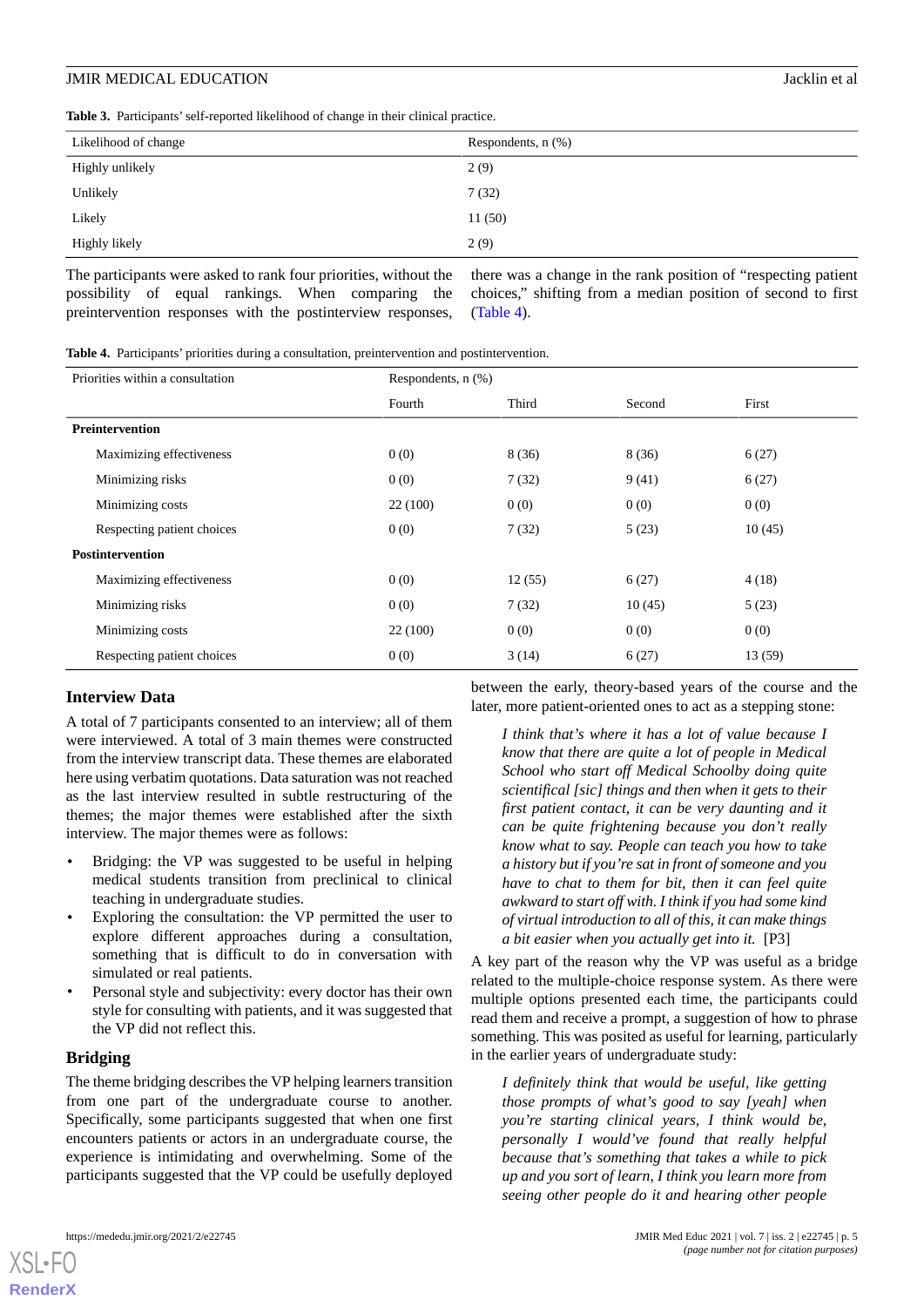**Table 3.** Participants' self-reported likelihood of change in their clinical practice.

| Likelihood of change | Respondents, n (%) |
|---|---|
| Highly unlikely | 2 (9) |
| Unlikely | 7 (32) |
| Likely | 11 (50) |
| Highly likely | 2 (9) |

The participants were asked to rank four priorities, without the possibility of equal rankings. When comparing the preintervention responses with the postinterview responses, there was a change in the rank position of "respecting patient choices," shifting from a median position of second to first (Table 4).

**Table 4.** Participants' priorities during a consultation, preintervention and postintervention.

| Priorities within a consultation | Respondents, n (%) | | | |
|---|---|---|---|---|
| | Fourth | Third | Second | First |
| **Preintervention** | | | | |
| Maximizing effectiveness | 0 (0) | 8 (36) | 8 (36) | 6 (27) |
| Minimizing risks | 0 (0) | 7 (32) | 9 (41) | 6 (27) |
| Minimizing costs | 22 (100) | 0 (0) | 0 (0) | 0 (0) |
| Respecting patient choices | 0 (0) | 7 (32) | 5 (23) | 10 (45) |
| **Postintervention** | | | | |
| Maximizing effectiveness | 0 (0) | 12 (55) | 6 (27) | 4 (18) |
| Minimizing risks | 0 (0) | 7 (32) | 10 (45) | 5 (23) |
| Minimizing costs | 22 (100) | 0 (0) | 0 (0) | 0 (0) |
| Respecting patient choices | 0 (0) | 3 (14) | 6 (27) | 13 (59) |

## Interview Data

A total of 7 participants consented to an interview; all of them were interviewed. A total of 3 main themes were constructed from the interview transcript data. These themes are elaborated here using verbatim quotations. Data saturation was not reached as the last interview resulted in subtle restructuring of the themes; the major themes were established after the sixth interview. The major themes were as follows:

- Bridging: the VP was suggested to be useful in helping medical students transition from preclinical to clinical teaching in undergraduate studies.
- Exploring the consultation: the VP permitted the user to explore different approaches during a consultation, something that is difficult to do in conversation with simulated or real patients.
- Personal style and subjectivity: every doctor has their own style for consulting with patients, and it was suggested that the VP did not reflect this.

### Bridging

The theme bridging describes the VP helping learners transition from one part of the undergraduate course to another. Specifically, some participants suggested that when one first encounters patients or actors in an undergraduate course, the experience is intimidating and overwhelming. Some of the participants suggested that the VP could be usefully deployed between the early, theory-based years of the course and the later, more patient-oriented ones to act as a stepping stone:

> *I think that's where it has a lot of value because I know that there are quite a lot of people in Medical School who start off Medical Schoolby doing quite scientifical [sic] things and then when it gets to their first patient contact, it can be very daunting and it can be quite frightening because you don't really know what to say. People can teach you how to take a history but if you're sat in front of someone and you have to chat to them for bit, then it can feel quite awkward to start off with. I think if you had some kind of virtual introduction to all of this, it can make things a bit easier when you actually get into it.* [P3]

A key part of the reason why the VP was useful as a bridge related to the multiple-choice response system. As there were multiple options presented each time, the participants could read them and receive a prompt, a suggestion of how to phrase something. This was posited as useful for learning, particularly in the earlier years of undergraduate study:

> *I definitely think that would be useful, like getting those prompts of what's good to say [yeah] when you're starting clinical years, I think would be, personally I would've found that really helpful because that's something that takes a while to pick up and you sort of learn, I think you learn more from seeing other people do it and hearing other people*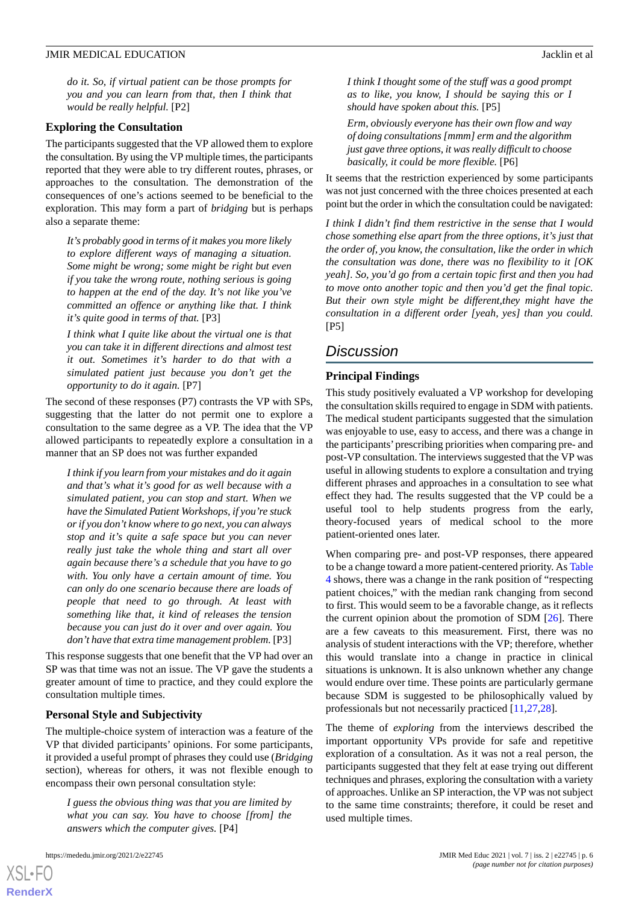*do it. So, if virtual patient can be those prompts for you and you can learn from that, then I think that would be really helpful.* [P2]

### Exploring the Consultation

The participants suggested that the VP allowed them to explore the consultation. By using the VP multiple times, the participants reported that they were able to try different routes, phrases, or approaches to the consultation. The demonstration of the consequences of one's actions seemed to be beneficial to the exploration. This may form a part of *bridging* but is perhaps also a separate theme:

> *It's probably good in terms of it makes you more likely to explore different ways of managing a situation. Some might be wrong; some might be right but even if you take the wrong route, nothing serious is going to happen at the end of the day. It's not like you've committed an offence or anything like that. I think it's quite good in terms of that.* [P3]

> *I think what I quite like about the virtual one is that you can take it in different directions and almost test it out. Sometimes it's harder to do that with a simulated patient just because you don't get the opportunity to do it again.* [P7]

The second of these responses (P7) contrasts the VP with SPs, suggesting that the latter do not permit one to explore a consultation to the same degree as a VP. The idea that the VP allowed participants to repeatedly explore a consultation in a manner that an SP does not was further expanded

> *I think if you learn from your mistakes and do it again and that's what it's good for as well because with a simulated patient, you can stop and start. When we have the Simulated Patient Workshops, if you're stuck or if you don't know where to go next, you can always stop and it's quite a safe space but you can never really just take the whole thing and start all over again because there's a schedule that you have to go with. You only have a certain amount of time. You can only do one scenario because there are loads of people that need to go through. At least with something like that, it kind of releases the tension because you can just do it over and over again. You don't have that extra time management problem.* [P3]

This response suggests that one benefit that the VP had over an SP was that time was not an issue. The VP gave the students a greater amount of time to practice, and they could explore the consultation multiple times.

### Personal Style and Subjectivity

The multiple-choice system of interaction was a feature of the VP that divided participants' opinions. For some participants, it provided a useful prompt of phrases they could use (*Bridging* section), whereas for others, it was not flexible enough to encompass their own personal consultation style:

> *I guess the obvious thing was that you are limited by what you can say. You have to choose [from] the answers which the computer gives.* [P4]

> *I think I thought some of the stuff was a good prompt as to like, you know, I should be saying this or I should have spoken about this.* [P5]

> *Erm, obviously everyone has their own flow and way of doing consultations [mmm] erm and the algorithm just gave three options, it was really difficult to choose basically, it could be more flexible.* [P6]

It seems that the restriction experienced by some participants was not just concerned with the three choices presented at each point but the order in which the consultation could be navigated:

*I think I didn't find them restrictive in the sense that I would chose something else apart from the three options, it's just that the order of, you know, the consultation, like the order in which the consultation was done, there was no flexibility to it [OK yeah]. So, you'd go from a certain topic first and then you had to move onto another topic and then you'd get the final topic. But their own style might be different,they might have the consultation in a different order [yeah, yes] than you could.* [P5]

## Discussion

### Principal Findings

This study positively evaluated a VP workshop for developing the consultation skills required to engage in SDM with patients. The medical student participants suggested that the simulation was enjoyable to use, easy to access, and there was a change in the participants' prescribing priorities when comparing pre- and post-VP consultation. The interviews suggested that the VP was useful in allowing students to explore a consultation and trying different phrases and approaches in a consultation to see what effect they had. The results suggested that the VP could be a useful tool to help students progress from the early, theory-focused years of medical school to the more patient-oriented ones later.

When comparing pre- and post-VP responses, there appeared to be a change toward a more patient-centered priority. As Table 4 shows, there was a change in the rank position of "respecting patient choices," with the median rank changing from second to first. This would seem to be a favorable change, as it reflects the current opinion about the promotion of SDM [26]. There are a few caveats to this measurement. First, there was no analysis of student interactions with the VP; therefore, whether this would translate into a change in practice in clinical situations is unknown. It is also unknown whether any change would endure over time. These points are particularly germane because SDM is suggested to be philosophically valued by professionals but not necessarily practiced [11,27,28].

The theme of *exploring* from the interviews described the important opportunity VPs provide for safe and repetitive exploration of a consultation. As it was not a real person, the participants suggested that they felt at ease trying out different techniques and phrases, exploring the consultation with a variety of approaches. Unlike an SP interaction, the VP was not subject to the same time constraints; therefore, it could be reset and used multiple times.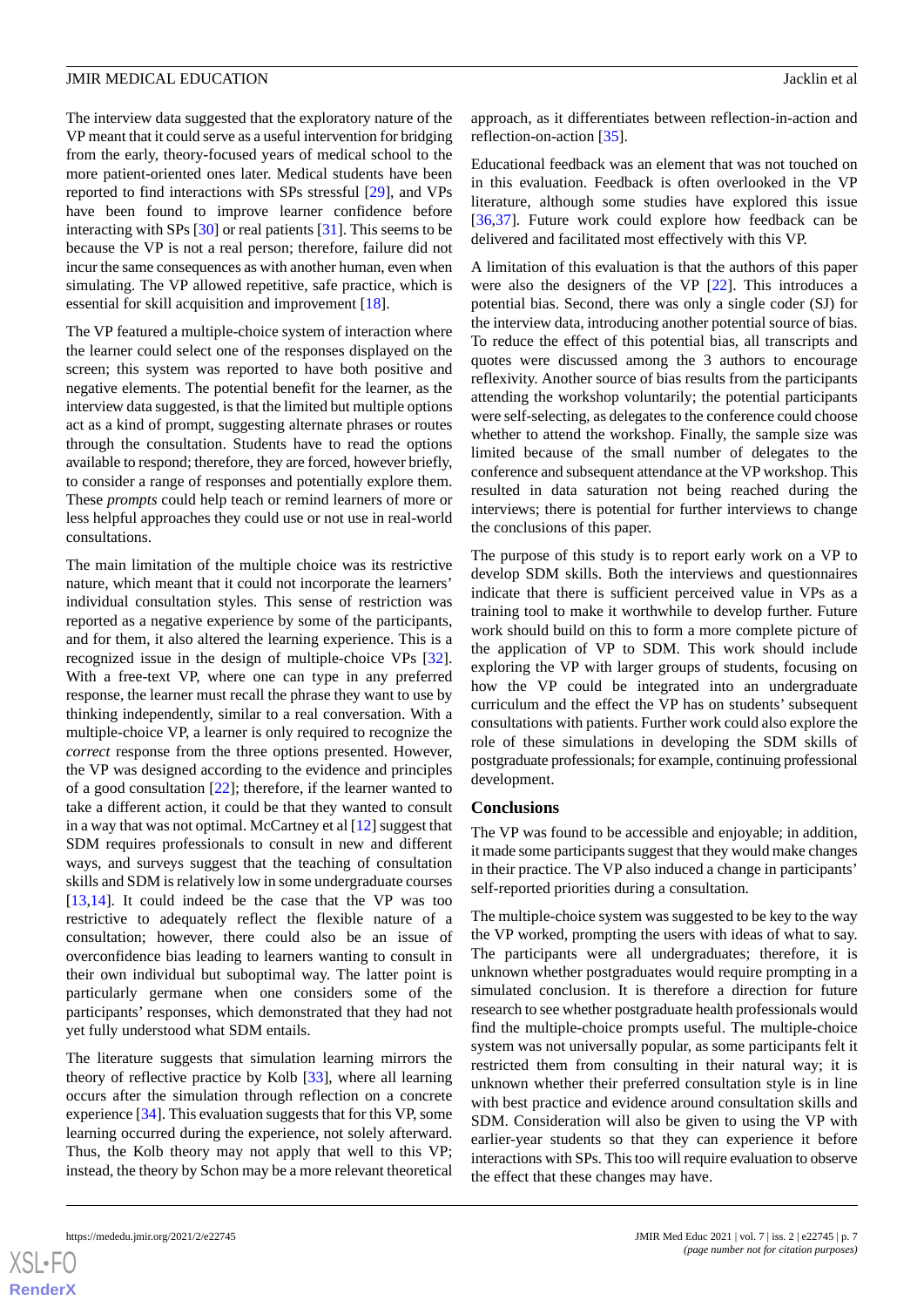The interview data suggested that the exploratory nature of the VP meant that it could serve as a useful intervention for bridging from the early, theory-focused years of medical school to the more patient-oriented ones later. Medical students have been reported to find interactions with SPs stressful [29], and VPs have been found to improve learner confidence before interacting with SPs [30] or real patients [31]. This seems to be because the VP is not a real person; therefore, failure did not incur the same consequences as with another human, even when simulating. The VP allowed repetitive, safe practice, which is essential for skill acquisition and improvement [18].

The VP featured a multiple-choice system of interaction where the learner could select one of the responses displayed on the screen; this system was reported to have both positive and negative elements. The potential benefit for the learner, as the interview data suggested, is that the limited but multiple options act as a kind of prompt, suggesting alternate phrases or routes through the consultation. Students have to read the options available to respond; therefore, they are forced, however briefly, to consider a range of responses and potentially explore them. These *prompts* could help teach or remind learners of more or less helpful approaches they could use or not use in real-world consultations.

The main limitation of the multiple choice was its restrictive nature, which meant that it could not incorporate the learners' individual consultation styles. This sense of restriction was reported as a negative experience by some of the participants, and for them, it also altered the learning experience. This is a recognized issue in the design of multiple-choice VPs [32]. With a free-text VP, where one can type in any preferred response, the learner must recall the phrase they want to use by thinking independently, similar to a real conversation. With a multiple-choice VP, a learner is only required to recognize the *correct* response from the three options presented. However, the VP was designed according to the evidence and principles of a good consultation [22]; therefore, if the learner wanted to take a different action, it could be that they wanted to consult in a way that was not optimal. McCartney et al [12] suggest that SDM requires professionals to consult in new and different ways, and surveys suggest that the teaching of consultation skills and SDM is relatively low in some undergraduate courses [13,14]. It could indeed be the case that the VP was too restrictive to adequately reflect the flexible nature of a consultation; however, there could also be an issue of overconfidence bias leading to learners wanting to consult in their own individual but suboptimal way. The latter point is particularly germane when one considers some of the participants' responses, which demonstrated that they had not yet fully understood what SDM entails.

The literature suggests that simulation learning mirrors the theory of reflective practice by Kolb [33], where all learning occurs after the simulation through reflection on a concrete experience [34]. This evaluation suggests that for this VP, some learning occurred during the experience, not solely afterward. Thus, the Kolb theory may not apply that well to this VP; instead, the theory by Schon may be a more relevant theoretical approach, as it differentiates between reflection-in-action and reflection-on-action [35].

Educational feedback was an element that was not touched on in this evaluation. Feedback is often overlooked in the VP literature, although some studies have explored this issue [36,37]. Future work could explore how feedback can be delivered and facilitated most effectively with this VP.

A limitation of this evaluation is that the authors of this paper were also the designers of the VP [22]. This introduces a potential bias. Second, there was only a single coder (SJ) for the interview data, introducing another potential source of bias. To reduce the effect of this potential bias, all transcripts and quotes were discussed among the 3 authors to encourage reflexivity. Another source of bias results from the participants attending the workshop voluntarily; the potential participants were self-selecting, as delegates to the conference could choose whether to attend the workshop. Finally, the sample size was limited because of the small number of delegates to the conference and subsequent attendance at the VP workshop. This resulted in data saturation not being reached during the interviews; there is potential for further interviews to change the conclusions of this paper.

The purpose of this study is to report early work on a VP to develop SDM skills. Both the interviews and questionnaires indicate that there is sufficient perceived value in VPs as a training tool to make it worthwhile to develop further. Future work should build on this to form a more complete picture of the application of VP to SDM. This work should include exploring the VP with larger groups of students, focusing on how the VP could be integrated into an undergraduate curriculum and the effect the VP has on students' subsequent consultations with patients. Further work could also explore the role of these simulations in developing the SDM skills of postgraduate professionals; for example, continuing professional development.

## Conclusions

The VP was found to be accessible and enjoyable; in addition, it made some participants suggest that they would make changes in their practice. The VP also induced a change in participants' self-reported priorities during a consultation.

The multiple-choice system was suggested to be key to the way the VP worked, prompting the users with ideas of what to say. The participants were all undergraduates; therefore, it is unknown whether postgraduates would require prompting in a simulated conclusion. It is therefore a direction for future research to see whether postgraduate health professionals would find the multiple-choice prompts useful. The multiple-choice system was not universally popular, as some participants felt it restricted them from consulting in their natural way; it is unknown whether their preferred consultation style is in line with best practice and evidence around consultation skills and SDM. Consideration will also be given to using the VP with earlier-year students so that they can experience it before interactions with SPs. This too will require evaluation to observe the effect that these changes may have.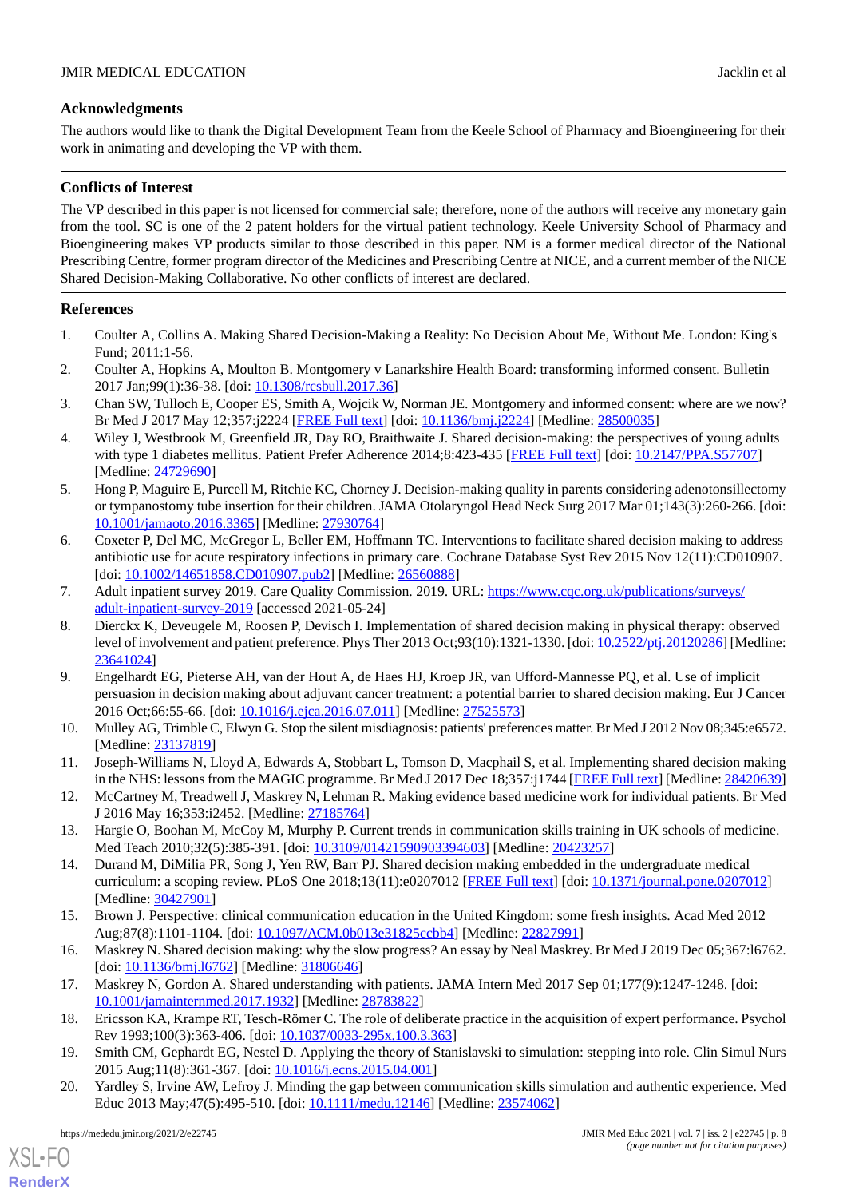## Acknowledgments

The authors would like to thank the Digital Development Team from the Keele School of Pharmacy and Bioengineering for their work in animating and developing the VP with them.

## Conflicts of Interest

The VP described in this paper is not licensed for commercial sale; therefore, none of the authors will receive any monetary gain from the tool. SC is one of the 2 patent holders for the virtual patient technology. Keele University School of Pharmacy and Bioengineering makes VP products similar to those described in this paper. NM is a former medical director of the National Prescribing Centre, former program director of the Medicines and Prescribing Centre at NICE, and a current member of the NICE Shared Decision-Making Collaborative. No other conflicts of interest are declared.

## References

1. Coulter A, Collins A. Making Shared Decision-Making a Reality: No Decision About Me, Without Me. London: King's Fund; 2011:1-56.
2. Coulter A, Hopkins A, Moulton B. Montgomery v Lanarkshire Health Board: transforming informed consent. Bulletin 2017 Jan;99(1):36-38. [doi: 10.1308/rcsbull.2017.36]
3. Chan SW, Tulloch E, Cooper ES, Smith A, Wojcik W, Norman JE. Montgomery and informed consent: where are we now? Br Med J 2017 May 12;357:j2224 [FREE Full text] [doi: 10.1136/bmj.j2224] [Medline: 28500035]
4. Wiley J, Westbrook M, Greenfield JR, Day RO, Braithwaite J. Shared decision-making: the perspectives of young adults with type 1 diabetes mellitus. Patient Prefer Adherence 2014;8:423-435 [FREE Full text] [doi: 10.2147/PPA.S57707] [Medline: 24729690]
5. Hong P, Maguire E, Purcell M, Ritchie KC, Chorney J. Decision-making quality in parents considering adenotonsillectomy or tympanostomy tube insertion for their children. JAMA Otolaryngol Head Neck Surg 2017 Mar 01;143(3):260-266. [doi: 10.1001/jamaoto.2016.3365] [Medline: 27930764]
6. Coxeter P, Del MC, McGregor L, Beller EM, Hoffmann TC. Interventions to facilitate shared decision making to address antibiotic use for acute respiratory infections in primary care. Cochrane Database Syst Rev 2015 Nov 12(11):CD010907. [doi: 10.1002/14651858.CD010907.pub2] [Medline: 26560888]
7. Adult inpatient survey 2019. Care Quality Commission. 2019. URL: https://www.cqc.org.uk/publications/surveys/adult-inpatient-survey-2019 [accessed 2021-05-24]
8. Dierckx K, Deveugele M, Roosen P, Devisch I. Implementation of shared decision making in physical therapy: observed level of involvement and patient preference. Phys Ther 2013 Oct;93(10):1321-1330. [doi: 10.2522/ptj.20120286] [Medline: 23641024]
9. Engelhardt EG, Pieterse AH, van der Hout A, de Haes HJ, Kroep JR, van Ufford-Mannesse PQ, et al. Use of implicit persuasion in decision making about adjuvant cancer treatment: a potential barrier to shared decision making. Eur J Cancer 2016 Oct;66:55-66. [doi: 10.1016/j.ejca.2016.07.011] [Medline: 27525573]
10. Mulley AG, Trimble C, Elwyn G. Stop the silent misdiagnosis: patients' preferences matter. Br Med J 2012 Nov 08;345:e6572. [Medline: 23137819]
11. Joseph-Williams N, Lloyd A, Edwards A, Stobbart L, Tomson D, Macphail S, et al. Implementing shared decision making in the NHS: lessons from the MAGIC programme. Br Med J 2017 Dec 18;357:j1744 [FREE Full text] [Medline: 28420639]
12. McCartney M, Treadwell J, Maskrey N, Lehman R. Making evidence based medicine work for individual patients. Br Med J 2016 May 16;353:i2452. [Medline: 27185764]
13. Hargie O, Boohan M, McCoy M, Murphy P. Current trends in communication skills training in UK schools of medicine. Med Teach 2010;32(5):385-391. [doi: 10.3109/01421590903394603] [Medline: 20423257]
14. Durand M, DiMilia PR, Song J, Yen RW, Barr PJ. Shared decision making embedded in the undergraduate medical curriculum: a scoping review. PLoS One 2018;13(11):e0207012 [FREE Full text] [doi: 10.1371/journal.pone.0207012] [Medline: 30427901]
15. Brown J. Perspective: clinical communication education in the United Kingdom: some fresh insights. Acad Med 2012 Aug;87(8):1101-1104. [doi: 10.1097/ACM.0b013e31825ccbb4] [Medline: 22827991]
16. Maskrey N. Shared decision making: why the slow progress? An essay by Neal Maskrey. Br Med J 2019 Dec 05;367:l6762. [doi: 10.1136/bmj.l6762] [Medline: 31806646]
17. Maskrey N, Gordon A. Shared understanding with patients. JAMA Intern Med 2017 Sep 01;177(9):1247-1248. [doi: 10.1001/jamainternmed.2017.1932] [Medline: 28783822]
18. Ericsson KA, Krampe RT, Tesch-Römer C. The role of deliberate practice in the acquisition of expert performance. Psychol Rev 1993;100(3):363-406. [doi: 10.1037/0033-295x.100.3.363]
19. Smith CM, Gephardt EG, Nestel D. Applying the theory of Stanislavski to simulation: stepping into role. Clin Simul Nurs 2015 Aug;11(8):361-367. [doi: 10.1016/j.ecns.2015.04.001]
20. Yardley S, Irvine AW, Lefroy J. Minding the gap between communication skills simulation and authentic experience. Med Educ 2013 May;47(5):495-510. [doi: 10.1111/medu.12146] [Medline: 23574062]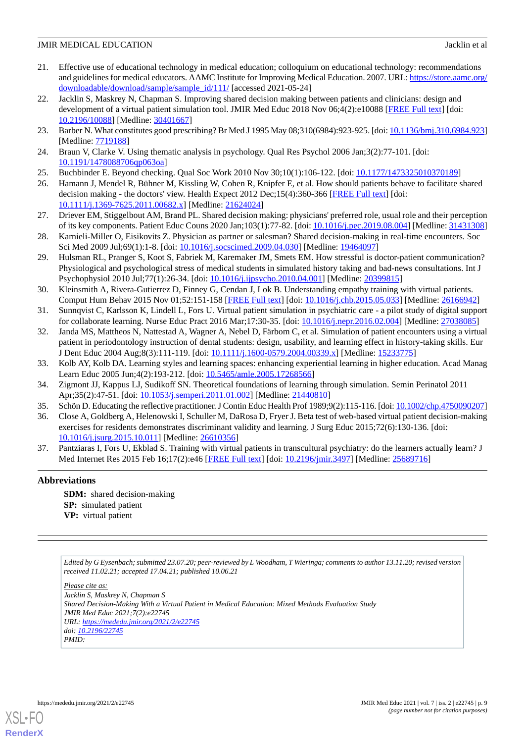21. Effective use of educational technology in medical education; colloquium on educational technology: recommendations and guidelines for medical educators. AAMC Institute for Improving Medical Education. 2007. URL: [https://store.aamc.org/downloadable/download/sample/sample_id/111/](https://store.aamc.org/downloadable/download/sample/sample_id/111/) [accessed 2021-05-24]
22. Jacklin S, Maskrey N, Chapman S. Improving shared decision making between patients and clinicians: design and development of a virtual patient simulation tool. JMIR Med Educ 2018 Nov 06;4(2):e10088 [FREE Full text] [doi: 10.2196/10088] [Medline: 30401667]
23. Barber N. What constitutes good prescribing? Br Med J 1995 May 08;310(6984):923-925. [doi: 10.1136/bmj.310.6984.923] [Medline: 7719188]
24. Braun V, Clarke V. Using thematic analysis in psychology. Qual Res Psychol 2006 Jan;3(2):77-101. [doi: 10.1191/1478088706qp063oa]
25. Buchbinder E. Beyond checking. Qual Soc Work 2010 Nov 30;10(1):106-122. [doi: 10.1177/1473325010370189]
26. Hamann J, Mendel R, Bühner M, Kissling W, Cohen R, Knipfer E, et al. How should patients behave to facilitate shared decision making - the doctors' view. Health Expect 2012 Dec;15(4):360-366 [FREE Full text] [doi: 10.1111/j.1369-7625.2011.00682.x] [Medline: 21624024]
27. Driever EM, Stiggelbout AM, Brand PL. Shared decision making: physicians' preferred role, usual role and their perception of its key components. Patient Educ Couns 2020 Jan;103(1):77-82. [doi: 10.1016/j.pec.2019.08.004] [Medline: 31431308]
28. Karnieli-Miller O, Eisikovits Z. Physician as partner or salesman? Shared decision-making in real-time encounters. Soc Sci Med 2009 Jul;69(1):1-8. [doi: 10.1016/j.socscimed.2009.04.030] [Medline: 19464097]
29. Hulsman RL, Pranger S, Koot S, Fabriek M, Karemaker JM, Smets EM. How stressful is doctor-patient communication? Physiological and psychological stress of medical students in simulated history taking and bad-news consultations. Int J Psychophysiol 2010 Jul;77(1):26-34. [doi: 10.1016/j.ijpsycho.2010.04.001] [Medline: 20399815]
30. Kleinsmith A, Rivera-Gutierrez D, Finney G, Cendan J, Lok B. Understanding empathy training with virtual patients. Comput Hum Behav 2015 Nov 01;52:151-158 [FREE Full text] [doi: 10.1016/j.chb.2015.05.033] [Medline: 26166942]
31. Sunnqvist C, Karlsson K, Lindell L, Fors U. Virtual patient simulation in psychiatric care - a pilot study of digital support for collaborate learning. Nurse Educ Pract 2016 Mar;17:30-35. [doi: 10.1016/j.nepr.2016.02.004] [Medline: 27038085]
32. Janda MS, Mattheos N, Nattestad A, Wagner A, Nebel D, Färbom C, et al. Simulation of patient encounters using a virtual patient in periodontology instruction of dental students: design, usability, and learning effect in history-taking skills. Eur J Dent Educ 2004 Aug;8(3):111-119. [doi: 10.1111/j.1600-0579.2004.00339.x] [Medline: 15233775]
33. Kolb AY, Kolb DA. Learning styles and learning spaces: enhancing experiential learning in higher education. Acad Manag Learn Educ 2005 Jun;4(2):193-212. [doi: 10.5465/amle.2005.17268566]
34. Zigmont JJ, Kappus LJ, Sudikoff SN. Theoretical foundations of learning through simulation. Semin Perinatol 2011 Apr;35(2):47-51. [doi: 10.1053/j.semperi.2011.01.002] [Medline: 21440810]
35. Schön D. Educating the reflective practitioner. J Contin Educ Health Prof 1989;9(2):115-116. [doi: 10.1002/chp.4750090207]
36. Close A, Goldberg A, Helenowski I, Schuller M, DaRosa D, Fryer J. Beta test of web-based virtual patient decision-making exercises for residents demonstrates discriminant validity and learning. J Surg Educ 2015;72(6):130-136. [doi: 10.1016/j.jsurg.2015.10.011] [Medline: 26610356]
37. Pantziaras I, Fors U, Ekblad S. Training with virtual patients in transcultural psychiatry: do the learners actually learn? J Med Internet Res 2015 Feb 16;17(2):e46 [FREE Full text] [doi: 10.2196/jmir.3497] [Medline: 25689716]

## Abbreviations

**SDM:** shared decision-making
**SP:** simulated patient
**VP:** virtual patient

---

*Edited by G Eysenbach; submitted 23.07.20; peer-reviewed by L Woodham, T Wieringa; comments to author 13.11.20; revised version received 11.02.21; accepted 17.04.21; published 10.06.21*

*Please cite as:*
*Jacklin S, Maskrey N, Chapman S*
*Shared Decision-Making With a Virtual Patient in Medical Education: Mixed Methods Evaluation Study*
*JMIR Med Educ 2021;7(2):e22745*
*URL: [https://mededu.jmir.org/2021/2/e22745](https://mededu.jmir.org/2021/2/e22745)*
*doi: 10.2196/22745*
*PMID:*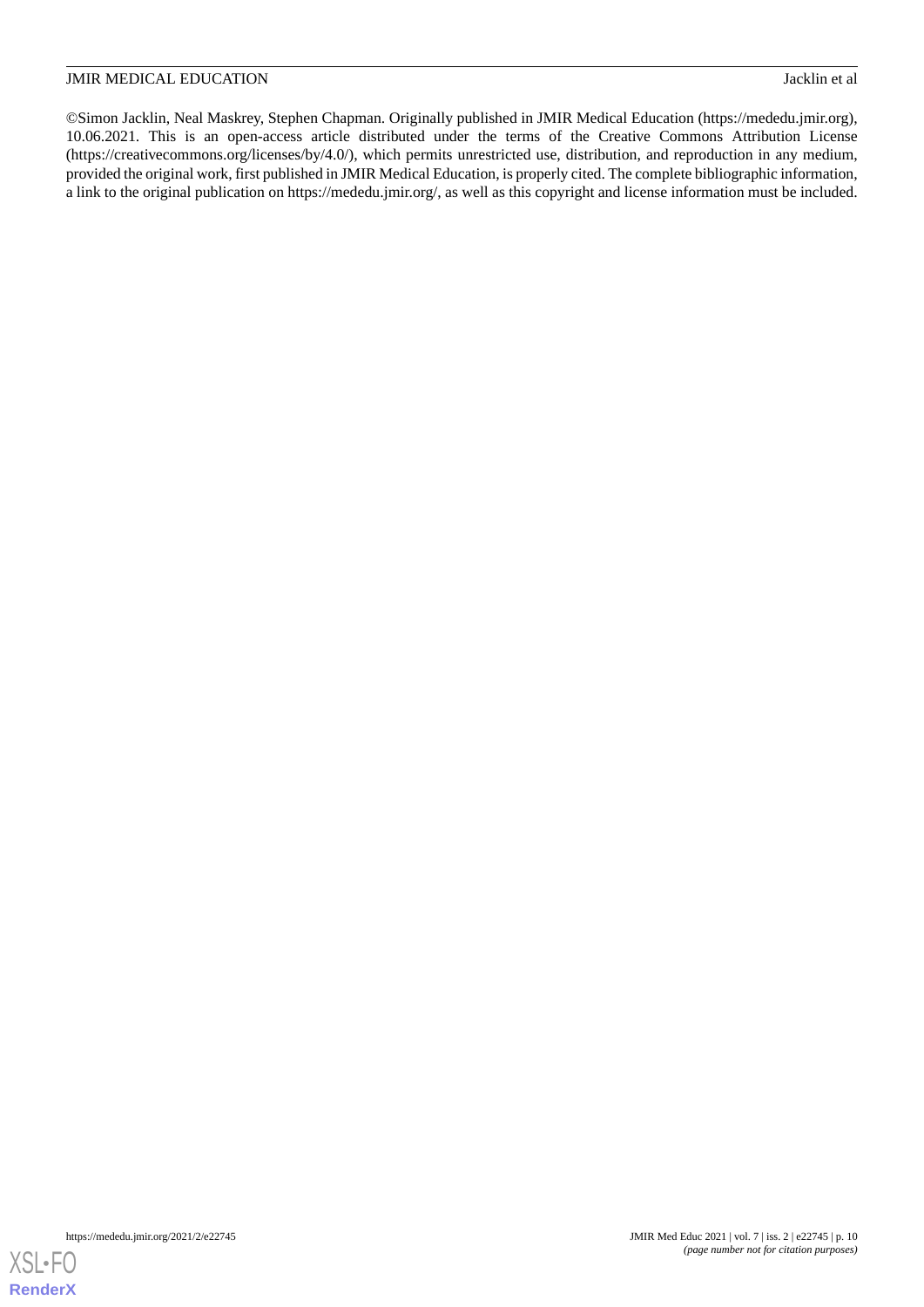©Simon Jacklin, Neal Maskrey, Stephen Chapman. Originally published in JMIR Medical Education (https://mededu.jmir.org), 10.06.2021. This is an open-access article distributed under the terms of the Creative Commons Attribution License (https://creativecommons.org/licenses/by/4.0/), which permits unrestricted use, distribution, and reproduction in any medium, provided the original work, first published in JMIR Medical Education, is properly cited. The complete bibliographic information, a link to the original publication on https://mededu.jmir.org/, as well as this copyright and license information must be included.